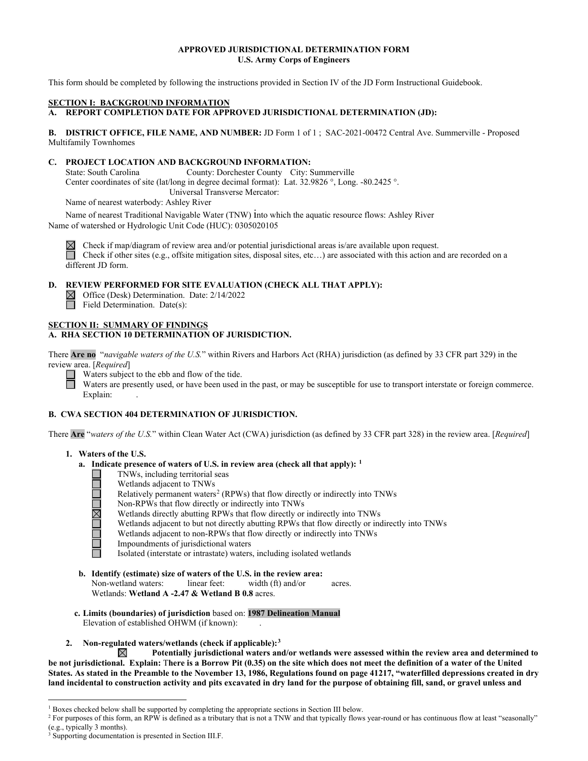**APPROVED JURISDICTIONAL DETERMINATION FORM**
**U.S. Army Corps of Engineers**

This form should be completed by following the instructions provided in Section IV of the JD Form Instructional Guidebook.

## SECTION I: BACKGROUND INFORMATION

**A. REPORT COMPLETION DATE FOR APPROVED JURISDICTIONAL DETERMINATION (JD):**

**B. DISTRICT OFFICE, FILE NAME, AND NUMBER:** JD Form 1 of 1 ; SAC-2021-00472 Central Ave. Summerville - Proposed Multifamily Townhomes

**C. PROJECT LOCATION AND BACKGROUND INFORMATION:**

State: South Carolina County: Dorchester County City: Summerville

Center coordinates of site (lat/long in degree decimal format): Lat. 32.9826 °, Long. -80.2425 °.

Universal Transverse Mercator:

Name of nearest waterbody: Ashley River

Name of nearest Traditional Navigable Water (TNW) into which the aquatic resource flows: Ashley River

Name of watershed or Hydrologic Unit Code (HUC): 0305020105

☒ Check if map/diagram of review area and/or potential jurisdictional areas is/are available upon request.

☐ Check if other sites (e.g., offsite mitigation sites, disposal sites, etc…) are associated with this action and are recorded on a different JD form.

**D. REVIEW PERFORMED FOR SITE EVALUATION (CHECK ALL THAT APPLY):**

☒ Office (Desk) Determination. Date: 2/14/2022

☐ Field Determination. Date(s):

## SECTION II: SUMMARY OF FINDINGS

**A. RHA SECTION 10 DETERMINATION OF JURISDICTION.**

There **Are no** "*navigable waters of the U.S.*" within Rivers and Harbors Act (RHA) jurisdiction (as defined by 33 CFR part 329) in the review area. [*Required*]

☐ Waters subject to the ebb and flow of the tide.

☐ Waters are presently used, or have been used in the past, or may be susceptible for use to transport interstate or foreign commerce. Explain: .

**B. CWA SECTION 404 DETERMINATION OF JURISDICTION.**

There **Are** "*waters of the U.S.*" within Clean Water Act (CWA) jurisdiction (as defined by 33 CFR part 328) in the review area. [*Required*]

**1. Waters of the U.S.**

**a. Indicate presence of waters of U.S. in review area (check all that apply):** [1]

☐ TNWs, including territorial seas

☐ Wetlands adjacent to TNWs

☐ Relatively permanent waters[2] (RPWs) that flow directly or indirectly into TNWs

☐ Non-RPWs that flow directly or indirectly into TNWs

☒ Wetlands directly abutting RPWs that flow directly or indirectly into TNWs

☐ Wetlands adjacent to but not directly abutting RPWs that flow directly or indirectly into TNWs

☐ Wetlands adjacent to non-RPWs that flow directly or indirectly into TNWs

☐ Impoundments of jurisdictional waters

☐ Isolated (interstate or intrastate) waters, including isolated wetlands

**b. Identify (estimate) size of waters of the U.S. in the review area:**

Non-wetland waters: linear feet: width (ft) and/or acres.

Wetlands: **Wetland A -2.47 & Wetland B 0.8** acres.

**c. Limits (boundaries) of jurisdiction** based on: **1987 Delineation Manual**

Elevation of established OHWM (if known): .

**2. Non-regulated waters/wetlands (check if applicable):**[3]

☒ **Potentially jurisdictional waters and/or wetlands were assessed within the review area and determined to be not jurisdictional. Explain:** T**here is a Borrow Pit (0.35) on the site which does not meet the definition of a water of the United States. As stated in the Preamble to the November 13, 1986, Regulations found on page 41217, "waterfilled depressions created in dry land incidental to construction activity and pits excavated in dry land for the purpose of obtaining fill, sand, or gravel unless and**

---

[1] Boxes checked below shall be supported by completing the appropriate sections in Section III below.

[2] For purposes of this form, an RPW is defined as a tributary that is not a TNW and that typically flows year-round or has continuous flow at least "seasonally" (e.g., typically 3 months).

[3] Supporting documentation is presented in Section III.F.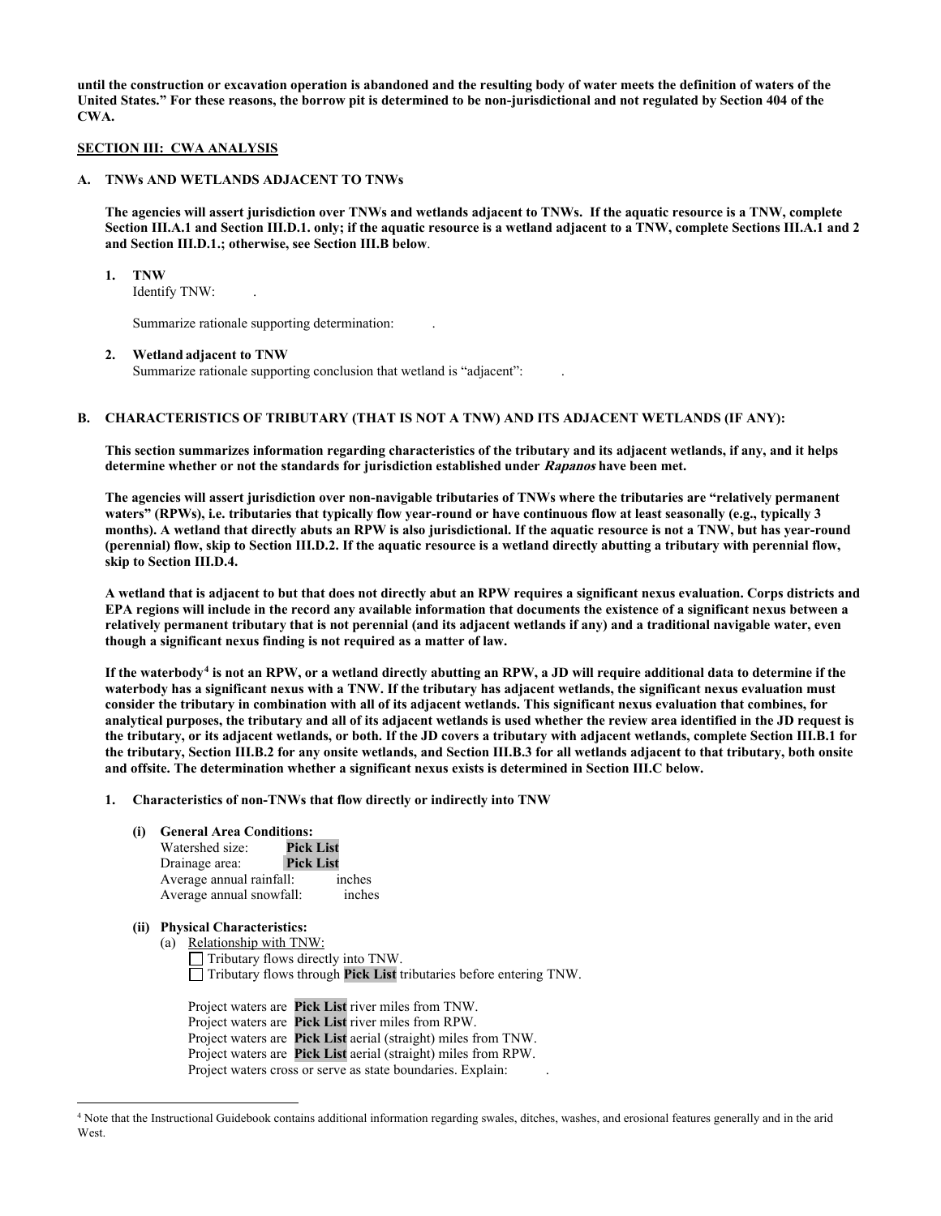**until the construction or excavation operation is abandoned and the resulting body of water meets the definition of waters of the United States." For these reasons, the borrow pit is determined to be non-jurisdictional and not regulated by Section 404 of the CWA.**

## SECTION III: CWA ANALYSIS

### A. TNWs AND WETLANDS ADJACENT TO TNWs

**The agencies will assert jurisdiction over TNWs and wetlands adjacent to TNWs. If the aquatic resource is a TNW, complete Section III.A.1 and Section III.D.1. only; if the aquatic resource is a wetland adjacent to a TNW, complete Sections III.A.1 and 2 and Section III.D.1.; otherwise, see Section III.B below**.

1. **TNW**
   Identify TNW: .

   Summarize rationale supporting determination: .

2. **Wetland adjacent to TNW**
   Summarize rationale supporting conclusion that wetland is "adjacent": .

### B. CHARACTERISTICS OF TRIBUTARY (THAT IS NOT A TNW) AND ITS ADJACENT WETLANDS (IF ANY):

**This section summarizes information regarding characteristics of the tributary and its adjacent wetlands, if any, and it helps determine whether or not the standards for jurisdiction established under *Rapanos* have been met.**

**The agencies will assert jurisdiction over non-navigable tributaries of TNWs where the tributaries are "relatively permanent waters" (RPWs), i.e. tributaries that typically flow year-round or have continuous flow at least seasonally (e.g., typically 3 months). A wetland that directly abuts an RPW is also jurisdictional. If the aquatic resource is not a TNW, but has year-round (perennial) flow, skip to Section III.D.2. If the aquatic resource is a wetland directly abutting a tributary with perennial flow, skip to Section III.D.4.**

**A wetland that is adjacent to but that does not directly abut an RPW requires a significant nexus evaluation. Corps districts and EPA regions will include in the record any available information that documents the existence of a significant nexus between a relatively permanent tributary that is not perennial (and its adjacent wetlands if any) and a traditional navigable water, even though a significant nexus finding is not required as a matter of law.**

**If the waterbody[4] is not an RPW, or a wetland directly abutting an RPW, a JD will require additional data to determine if the waterbody has a significant nexus with a TNW. If the tributary has adjacent wetlands, the significant nexus evaluation must consider the tributary in combination with all of its adjacent wetlands. This significant nexus evaluation that combines, for analytical purposes, the tributary and all of its adjacent wetlands is used whether the review area identified in the JD request is the tributary, or its adjacent wetlands, or both. If the JD covers a tributary with adjacent wetlands, complete Section III.B.1 for the tributary, Section III.B.2 for any onsite wetlands, and Section III.B.3 for all wetlands adjacent to that tributary, both onsite and offsite. The determination whether a significant nexus exists is determined in Section III.C below.**

1. **Characteristics of non-TNWs that flow directly or indirectly into TNW**

   **(i) General Area Conditions:**
   Watershed size: **Pick List**
   Drainage area: **Pick List**
   Average annual rainfall: inches
   Average annual snowfall: inches

   **(ii) Physical Characteristics:**
   (a) Relationship with TNW:
   ☐ Tributary flows directly into TNW.
   ☐ Tributary flows through **Pick List** tributaries before entering TNW.

   Project waters are **Pick List** river miles from TNW.
   Project waters are **Pick List** river miles from RPW.
   Project waters are **Pick List** aerial (straight) miles from TNW.
   Project waters are **Pick List** aerial (straight) miles from RPW.
   Project waters cross or serve as state boundaries. Explain: .

---

[4] Note that the Instructional Guidebook contains additional information regarding swales, ditches, washes, and erosional features generally and in the arid West.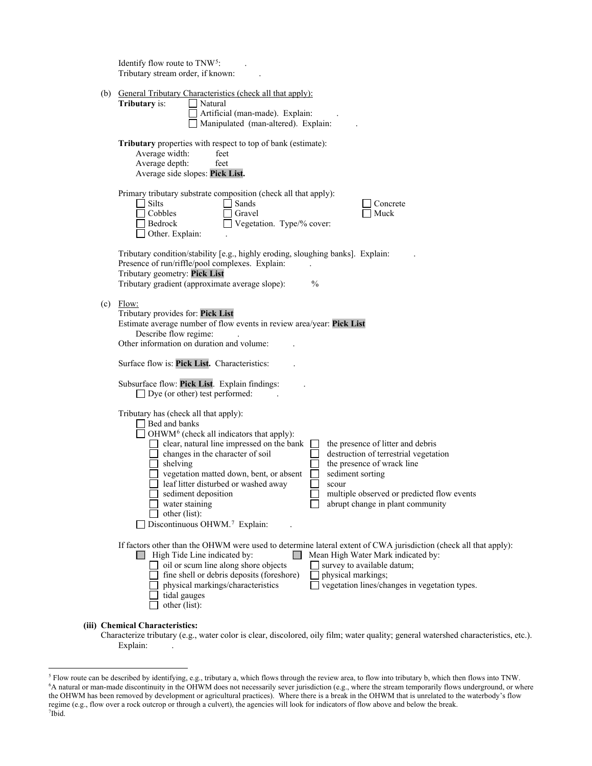Identify flow route to TNW[5]: .
Tributary stream order, if known: .

(b) General Tributary Characteristics (check all that apply):

**Tributary** is: ☐ Natural
☐ Artificial (man-made). Explain: .
☐ Manipulated (man-altered). Explain: .

**Tributary** properties with respect to top of bank (estimate):
Average width: feet
Average depth: feet
Average side slopes: **Pick List.**

Primary tributary substrate composition (check all that apply):

☐ Silts ☐ Sands ☐ Concrete
☐ Cobbles ☐ Gravel ☐ Muck
☐ Bedrock ☐ Vegetation. Type/% cover:
☐ Other. Explain: .

Tributary condition/stability [e.g., highly eroding, sloughing banks]. Explain: .
Presence of run/riffle/pool complexes. Explain: .
Tributary geometry: **Pick List**
Tributary gradient (approximate average slope): %

(c) Flow:

Tributary provides for: **Pick List**
Estimate average number of flow events in review area/year: **Pick List**
Describe flow regime: .
Other information on duration and volume: .

Surface flow is: **Pick List.** Characteristics: .

Subsurface flow: **Pick List**. Explain findings: .
☐ Dye (or other) test performed: .

Tributary has (check all that apply):
☐ Bed and banks
☐ OHWM[6] (check all indicators that apply):
☐ clear, natural line impressed on the bank ☐ the presence of litter and debris
☐ changes in the character of soil ☐ destruction of terrestrial vegetation
☐ shelving ☐ the presence of wrack line
☐ vegetation matted down, bent, or absent ☐ sediment sorting
☐ leaf litter disturbed or washed away ☐ scour
☐ sediment deposition ☐ multiple observed or predicted flow events
☐ water staining ☐ abrupt change in plant community
☐ other (list):
☐ Discontinuous OHWM.[7] Explain: .

If factors other than the OHWM were used to determine lateral extent of CWA jurisdiction (check all that apply):
☐ High Tide Line indicated by: ☐ Mean High Water Mark indicated by:
☐ oil or scum line along shore objects ☐ survey to available datum;
☐ fine shell or debris deposits (foreshore) ☐ physical markings;
☐ physical markings/characteristics ☐ vegetation lines/changes in vegetation types.
☐ tidal gauges
☐ other (list):

**(iii) Chemical Characteristics:**

Characterize tributary (e.g., water color is clear, discolored, oily film; water quality; general watershed characteristics, etc.).
Explain: .

---

[5] Flow route can be described by identifying, e.g., tributary a, which flows through the review area, to flow into tributary b, which then flows into TNW.
[6] A natural or man-made discontinuity in the OHWM does not necessarily sever jurisdiction (e.g., where the stream temporarily flows underground, or where the OHWM has been removed by development or agricultural practices). Where there is a break in the OHWM that is unrelated to the waterbody's flow regime (e.g., flow over a rock outcrop or through a culvert), the agencies will look for indicators of flow above and below the break.
[7] Ibid.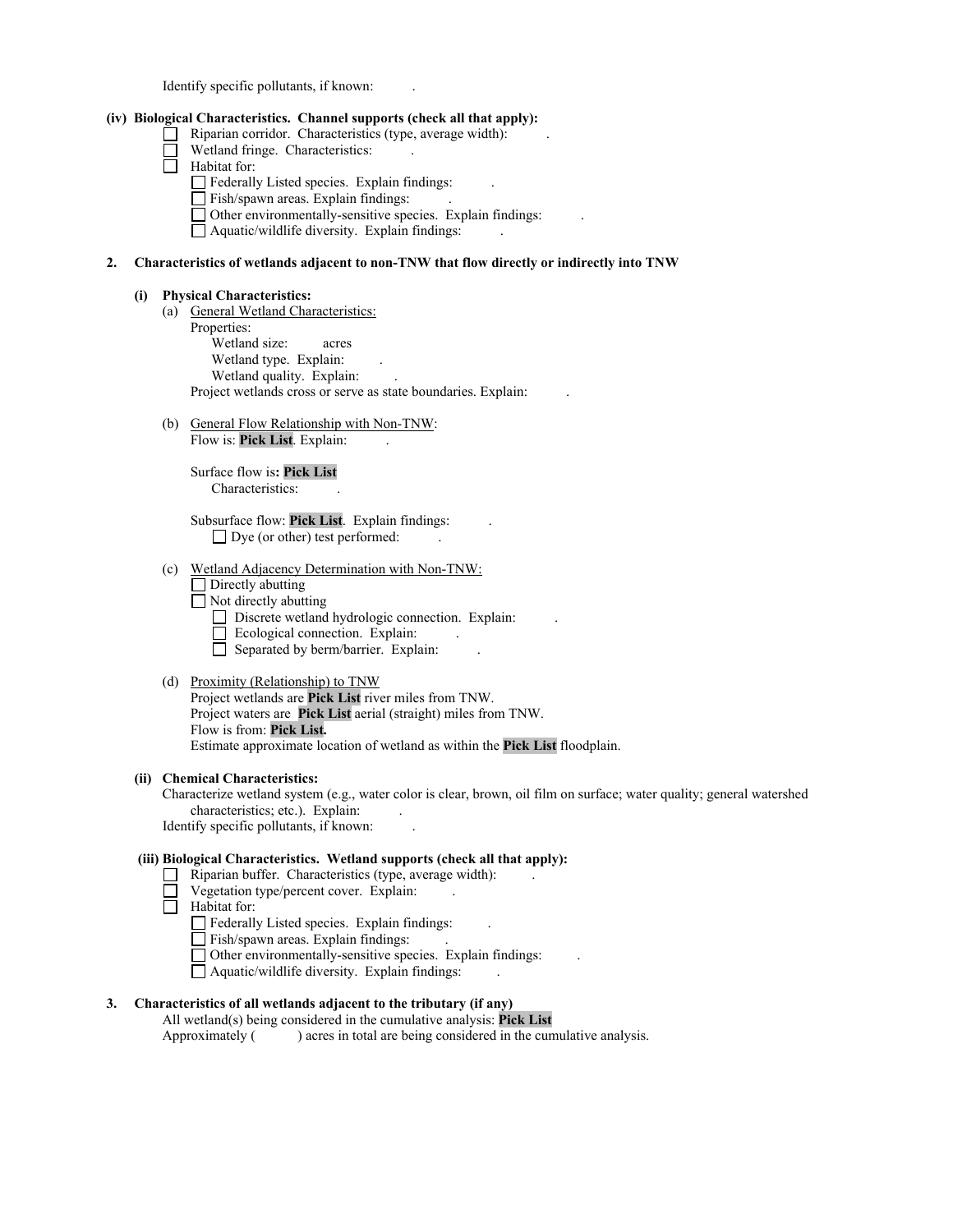Identify specific pollutants, if known: .

**(iv) Biological Characteristics. Channel supports (check all that apply):**

- ☐ Riparian corridor. Characteristics (type, average width): .
- ☐ Wetland fringe. Characteristics: .
- ☐ Habitat for:
  - ☐ Federally Listed species. Explain findings: .
  - ☐ Fish/spawn areas. Explain findings: .
  - ☐ Other environmentally-sensitive species. Explain findings: .
  - ☐ Aquatic/wildlife diversity. Explain findings: .

**2. Characteristics of wetlands adjacent to non-TNW that flow directly or indirectly into TNW**

**(i) Physical Characteristics:**

(a) General Wetland Characteristics:

Properties:

Wetland size: acres

Wetland type. Explain: .

Wetland quality. Explain: .

Project wetlands cross or serve as state boundaries. Explain: .

(b) General Flow Relationship with Non-TNW:

Flow is: **Pick List**. Explain: .

Surface flow is**: Pick List**

Characteristics: .

Subsurface flow: **Pick List**. Explain findings: .

☐ Dye (or other) test performed: .

(c) Wetland Adjacency Determination with Non-TNW:

- ☐ Directly abutting
- ☐ Not directly abutting
  - ☐ Discrete wetland hydrologic connection. Explain: .
  - ☐ Ecological connection. Explain: .
  - ☐ Separated by berm/barrier. Explain: .

(d) Proximity (Relationship) to TNW

Project wetlands are **Pick List** river miles from TNW.

Project waters are **Pick List** aerial (straight) miles from TNW.

Flow is from: **Pick List.**

Estimate approximate location of wetland as within the **Pick List** floodplain.

**(ii) Chemical Characteristics:**

Characterize wetland system (e.g., water color is clear, brown, oil film on surface; water quality; general watershed characteristics; etc.). Explain: .

Identify specific pollutants, if known: .

**(iii) Biological Characteristics. Wetland supports (check all that apply):**

- ☐ Riparian buffer. Characteristics (type, average width): .
- ☐ Vegetation type/percent cover. Explain: .
- ☐ Habitat for:
  - ☐ Federally Listed species. Explain findings: .
  - ☐ Fish/spawn areas. Explain findings: .
  - ☐ Other environmentally-sensitive species. Explain findings: .
  - ☐ Aquatic/wildlife diversity. Explain findings: .

**3. Characteristics of all wetlands adjacent to the tributary (if any)**

All wetland(s) being considered in the cumulative analysis: **Pick List**

Approximately ( ) acres in total are being considered in the cumulative analysis.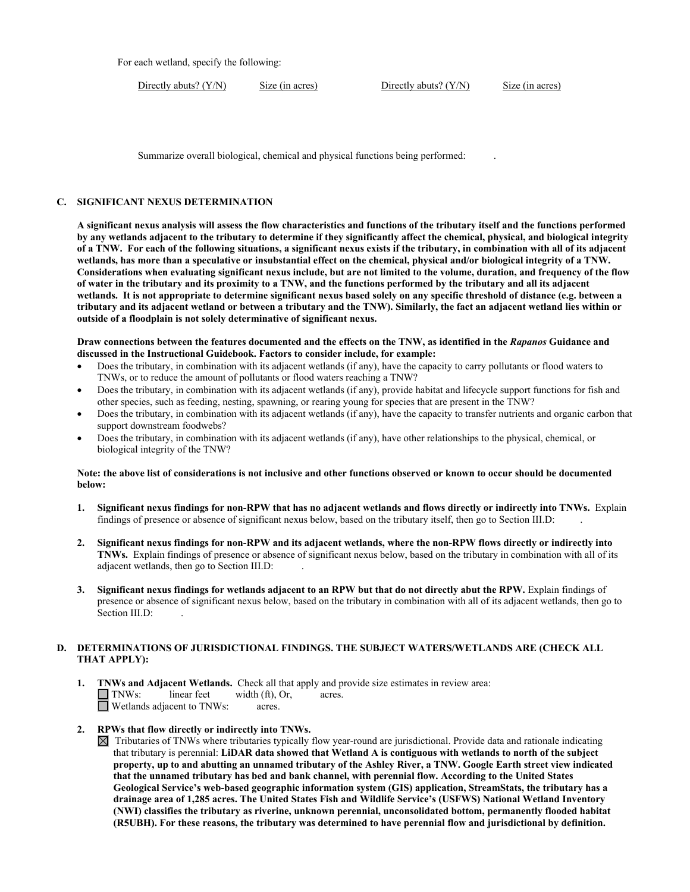For each wetland, specify the following:

| Directly abuts? (Y/N) | Size (in acres) | Directly abuts? (Y/N) | Size (in acres) |
|---|---|---|---|

Summarize overall biological, chemical and physical functions being performed: .

### C. SIGNIFICANT NEXUS DETERMINATION

**A significant nexus analysis will assess the flow characteristics and functions of the tributary itself and the functions performed by any wetlands adjacent to the tributary to determine if they significantly affect the chemical, physical, and biological integrity of a TNW. For each of the following situations, a significant nexus exists if the tributary, in combination with all of its adjacent wetlands, has more than a speculative or insubstantial effect on the chemical, physical and/or biological integrity of a TNW. Considerations when evaluating significant nexus include, but are not limited to the volume, duration, and frequency of the flow of water in the tributary and its proximity to a TNW, and the functions performed by the tributary and all its adjacent wetlands. It is not appropriate to determine significant nexus based solely on any specific threshold of distance (e.g. between a tributary and its adjacent wetland or between a tributary and the TNW). Similarly, the fact an adjacent wetland lies within or outside of a floodplain is not solely determinative of significant nexus.**

**Draw connections between the features documented and the effects on the TNW, as identified in the *Rapanos* Guidance and discussed in the Instructional Guidebook. Factors to consider include, for example:**

- Does the tributary, in combination with its adjacent wetlands (if any), have the capacity to carry pollutants or flood waters to TNWs, or to reduce the amount of pollutants or flood waters reaching a TNW?
- Does the tributary, in combination with its adjacent wetlands (if any), provide habitat and lifecycle support functions for fish and other species, such as feeding, nesting, spawning, or rearing young for species that are present in the TNW?
- Does the tributary, in combination with its adjacent wetlands (if any), have the capacity to transfer nutrients and organic carbon that support downstream foodwebs?
- Does the tributary, in combination with its adjacent wetlands (if any), have other relationships to the physical, chemical, or biological integrity of the TNW?

**Note: the above list of considerations is not inclusive and other functions observed or known to occur should be documented below:**

1. **Significant nexus findings for non-RPW that has no adjacent wetlands and flows directly or indirectly into TNWs.** Explain findings of presence or absence of significant nexus below, based on the tributary itself, then go to Section III.D: .

2. **Significant nexus findings for non-RPW and its adjacent wetlands, where the non-RPW flows directly or indirectly into TNWs.** Explain findings of presence or absence of significant nexus below, based on the tributary in combination with all of its adjacent wetlands, then go to Section III.D: .

3. **Significant nexus findings for wetlands adjacent to an RPW but that do not directly abut the RPW.** Explain findings of presence or absence of significant nexus below, based on the tributary in combination with all of its adjacent wetlands, then go to Section III.D: .

### D. DETERMINATIONS OF JURISDICTIONAL FINDINGS. THE SUBJECT WATERS/WETLANDS ARE (CHECK ALL THAT APPLY):

1. **TNWs and Adjacent Wetlands.** Check all that apply and provide size estimates in review area:
   - ☐ TNWs: linear feet width (ft), Or, acres.
   - ☐ Wetlands adjacent to TNWs: acres.

2. **RPWs that flow directly or indirectly into TNWs.**
   - ☒ Tributaries of TNWs where tributaries typically flow year-round are jurisdictional. Provide data and rationale indicating that tributary is perennial: **LiDAR data showed that Wetland A is contiguous with wetlands to north of the subject property, up to and abutting an unnamed tributary of the Ashley River, a TNW. Google Earth street view indicated that the unnamed tributary has bed and bank channel, with perennial flow. According to the United States Geological Service's web-based geographic information system (GIS) application, StreamStats, the tributary has a drainage area of 1,285 acres. The United States Fish and Wildlife Service's (USFWS) National Wetland Inventory (NWI) classifies the tributary as riverine, unknown perennial, unconsolidated bottom, permanently flooded habitat (R5UBH). For these reasons, the tributary was determined to have perennial flow and jurisdictional by definition.**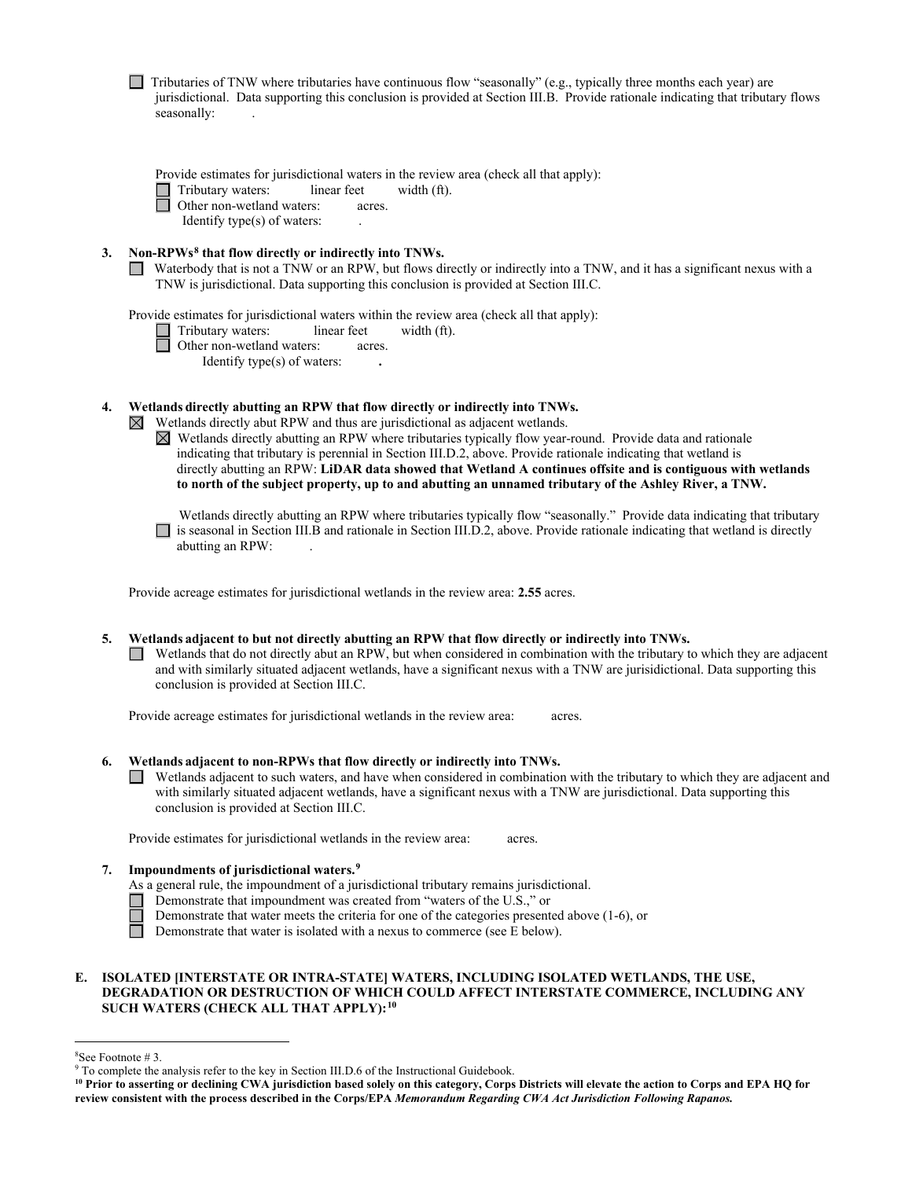☐ Tributaries of TNW where tributaries have continuous flow "seasonally" (e.g., typically three months each year) are jurisdictional. Data supporting this conclusion is provided at Section III.B. Provide rationale indicating that tributary flows seasonally: .

Provide estimates for jurisdictional waters in the review area (check all that apply):

☐ Tributary waters: linear feet width (ft).
☐ Other non-wetland waters: acres.
Identify type(s) of waters: .

**3. Non-RPWs[8] that flow directly or indirectly into TNWs.**

☐ Waterbody that is not a TNW or an RPW, but flows directly or indirectly into a TNW, and it has a significant nexus with a TNW is jurisdictional. Data supporting this conclusion is provided at Section III.C.

Provide estimates for jurisdictional waters within the review area (check all that apply):

☐ Tributary waters: linear feet width (ft).
☐ Other non-wetland waters: acres.
Identify type(s) of waters: **.**

**4. Wetlands directly abutting an RPW that flow directly or indirectly into TNWs.**

☒ Wetlands directly abut RPW and thus are jurisdictional as adjacent wetlands.

☒ Wetlands directly abutting an RPW where tributaries typically flow year-round. Provide data and rationale indicating that tributary is perennial in Section III.D.2, above. Provide rationale indicating that wetland is directly abutting an RPW: **LiDAR data showed that Wetland A continues offsite and is contiguous with wetlands to north of the subject property, up to and abutting an unnamed tributary of the Ashley River, a TNW.**

☐ Wetlands directly abutting an RPW where tributaries typically flow "seasonally." Provide data indicating that tributary is seasonal in Section III.B and rationale in Section III.D.2, above. Provide rationale indicating that wetland is directly abutting an RPW: .

Provide acreage estimates for jurisdictional wetlands in the review area: **2.55** acres.

**5. Wetlands adjacent to but not directly abutting an RPW that flow directly or indirectly into TNWs.**

☐ Wetlands that do not directly abut an RPW, but when considered in combination with the tributary to which they are adjacent and with similarly situated adjacent wetlands, have a significant nexus with a TNW are jurisidictional. Data supporting this conclusion is provided at Section III.C.

Provide acreage estimates for jurisdictional wetlands in the review area: acres.

**6. Wetlands adjacent to non-RPWs that flow directly or indirectly into TNWs.**

☐ Wetlands adjacent to such waters, and have when considered in combination with the tributary to which they are adjacent and with similarly situated adjacent wetlands, have a significant nexus with a TNW are jurisdictional. Data supporting this conclusion is provided at Section III.C.

Provide estimates for jurisdictional wetlands in the review area: acres.

**7. Impoundments of jurisdictional waters.[9]**

As a general rule, the impoundment of a jurisdictional tributary remains jurisdictional.

☐ Demonstrate that impoundment was created from "waters of the U.S.," or
☐ Demonstrate that water meets the criteria for one of the categories presented above (1-6), or
☐ Demonstrate that water is isolated with a nexus to commerce (see E below).

**E. ISOLATED [INTERSTATE OR INTRA-STATE] WATERS, INCLUDING ISOLATED WETLANDS, THE USE, DEGRADATION OR DESTRUCTION OF WHICH COULD AFFECT INTERSTATE COMMERCE, INCLUDING ANY SUCH WATERS (CHECK ALL THAT APPLY):[10]**

---

[8]See Footnote # 3.

[9] To complete the analysis refer to the key in Section III.D.6 of the Instructional Guidebook.

**[10] Prior to asserting or declining CWA jurisdiction based solely on this category, Corps Districts will elevate the action to Corps and EPA HQ for review consistent with the process described in the Corps/EPA *Memorandum Regarding CWA Act Jurisdiction Following Rapanos.***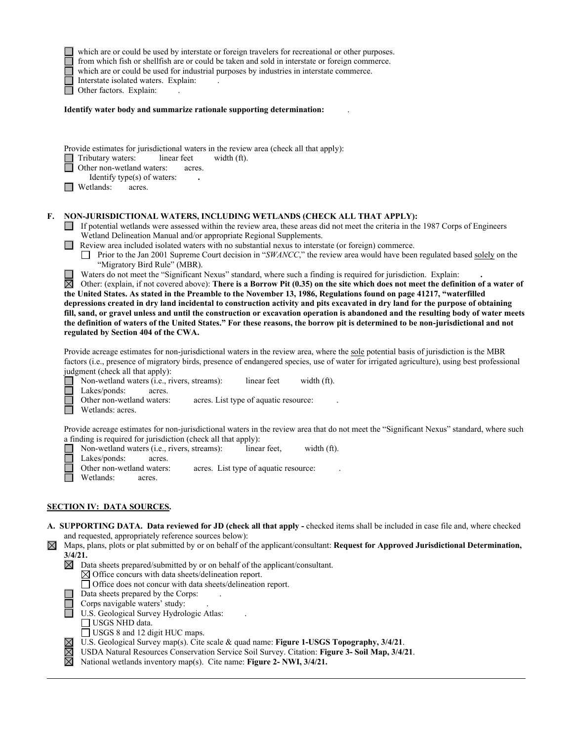☐ which are or could be used by interstate or foreign travelers for recreational or other purposes.
☐ from which fish or shellfish are or could be taken and sold in interstate or foreign commerce.
☐ which are or could be used for industrial purposes by industries in interstate commerce.
☐ Interstate isolated waters. Explain: .
☐ Other factors. Explain: .

**Identify water body and summarize rationale supporting determination:** .

Provide estimates for jurisdictional waters in the review area (check all that apply):
☐ Tributary waters: linear feet width (ft).
☐ Other non-wetland waters: acres.
Identify type(s) of waters: **.**
☐ Wetlands: acres.

**F. NON-JURISDICTIONAL WATERS, INCLUDING WETLANDS (CHECK ALL THAT APPLY):**

☐ If potential wetlands were assessed within the review area, these areas did not meet the criteria in the 1987 Corps of Engineers Wetland Delineation Manual and/or appropriate Regional Supplements.
☐ Review area included isolated waters with no substantial nexus to interstate (or foreign) commerce.
☐ Prior to the Jan 2001 Supreme Court decision in "*SWANCC*," the review area would have been regulated based solely on the "Migratory Bird Rule" (MBR).
☐ Waters do not meet the "Significant Nexus" standard, where such a finding is required for jurisdiction. Explain: **.**
☒ Other: (explain, if not covered above): **There is a Borrow Pit (0.35) on the site which does not meet the definition of a water of the United States. As stated in the Preamble to the November 13, 1986, Regulations found on page 41217, "waterfilled depressions created in dry land incidental to construction activity and pits excavated in dry land for the purpose of obtaining fill, sand, or gravel unless and until the construction or excavation operation is abandoned and the resulting body of water meets the definition of waters of the United States." For these reasons, the borrow pit is determined to be non-jurisdictional and not regulated by Section 404 of the CWA.**

Provide acreage estimates for non-jurisdictional waters in the review area, where the sole potential basis of jurisdiction is the MBR factors (i.e., presence of migratory birds, presence of endangered species, use of water for irrigated agriculture), using best professional judgment (check all that apply):
☐ Non-wetland waters (i.e., rivers, streams): linear feet width (ft).
☐ Lakes/ponds: acres.
☐ Other non-wetland waters: acres. List type of aquatic resource: .
☐ Wetlands: acres.

Provide acreage estimates for non-jurisdictional waters in the review area that do not meet the "Significant Nexus" standard, where such a finding is required for jurisdiction (check all that apply):
☐ Non-wetland waters (i.e., rivers, streams): linear feet, width (ft).
☐ Lakes/ponds: acres.
☐ Other non-wetland waters: acres. List type of aquatic resource: .
☐ Wetlands: acres.

## SECTION IV: DATA SOURCES.

**A. SUPPORTING DATA. Data reviewed for JD (check all that apply -** checked items shall be included in case file and, where checked and requested, appropriately reference sources below):

☒ Maps, plans, plots or plat submitted by or on behalf of the applicant/consultant: **Request for Approved Jurisdictional Determination, 3/4/21.**
☒ Data sheets prepared/submitted by or on behalf of the applicant/consultant.
☒ Office concurs with data sheets/delineation report.
☐ Office does not concur with data sheets/delineation report.
☐ Data sheets prepared by the Corps: .
☐ Corps navigable waters' study: .
☐ U.S. Geological Survey Hydrologic Atlas: .
☐ USGS NHD data.
☐ USGS 8 and 12 digit HUC maps.
☒ U.S. Geological Survey map(s). Cite scale & quad name: **Figure 1-USGS Topography, 3/4/21**.
☒ USDA Natural Resources Conservation Service Soil Survey. Citation: **Figure 3- Soil Map, 3/4/21**.
☒ National wetlands inventory map(s). Cite name: **Figure 2- NWI, 3/4/21.**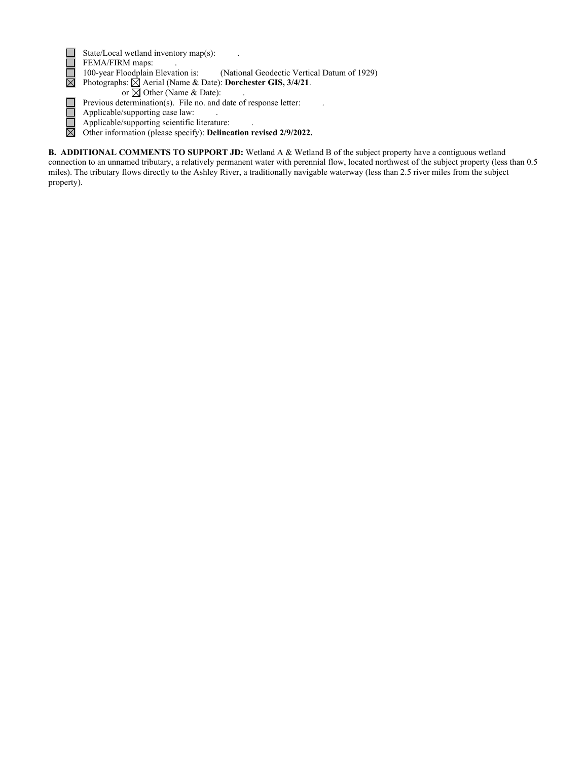- [ ] State/Local wetland inventory map(s): .
- [ ] FEMA/FIRM maps: .
- [ ] 100-year Floodplain Elevation is: (National Geodectic Vertical Datum of 1929)
- [x] Photographs: [x] Aerial (Name & Date): **Dorchester GIS, 3/4/21**.
  or [x] Other (Name & Date): .
- [ ] Previous determination(s). File no. and date of response letter: .
- [ ] Applicable/supporting case law: .
- [ ] Applicable/supporting scientific literature: .
- [x] Other information (please specify): **Delineation revised 2/9/2022.**

**B. ADDITIONAL COMMENTS TO SUPPORT JD:** Wetland A & Wetland B of the subject property have a contiguous wetland connection to an unnamed tributary, a relatively permanent water with perennial flow, located northwest of the subject property (less than 0.5 miles). The tributary flows directly to the Ashley River, a traditionally navigable waterway (less than 2.5 river miles from the subject property).